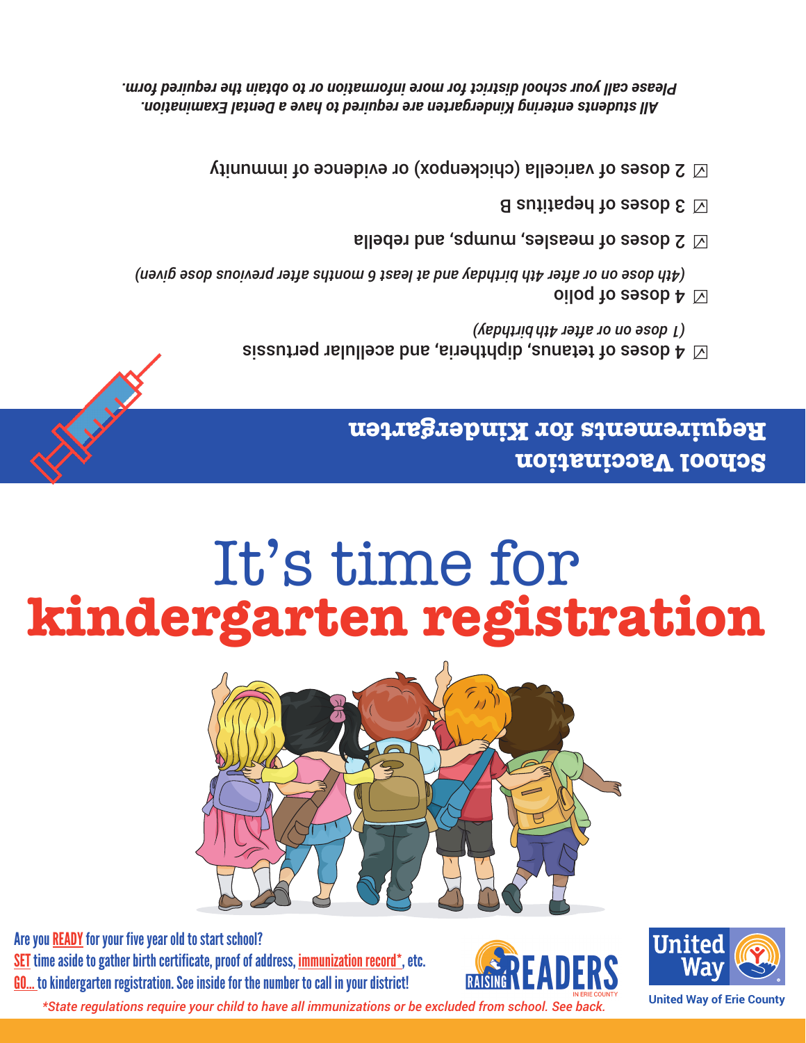## School Vaccination Requirements for Kindergarten

- ☑ **4 doses of tetanus, diphtheria, and acellular pertussis**
  *(1 dose on or after 4th birthday)*
- ☑ **4 doses of polio**
  *(4th dose on or after 4th birthday and at least 6 months after previous dose given)*
- ☑ **2 doses of measles, mumps, and rebella**
- ☑ **3 doses of hepatitus B**
- ☑ **2 doses of varicella (chickenpox) or evidence of immunity**

***All students entering Kindergarten are required to have a Dental Examination. Please call your school district for more information or to obtain the required form.***

# It's time for **kindergarten registration**

Are you READY for your five year old to start school?

SET time aside to gather birth certificate, proof of address, immunization record*, etc.

GO... to kindergarten registration. See inside for the number to call in your district!

*\*State regulations require your child to have all immunizations or be excluded from school. See back.*

RAISING READERS IN ERIE COUNTY

United Way

United Way of Erie County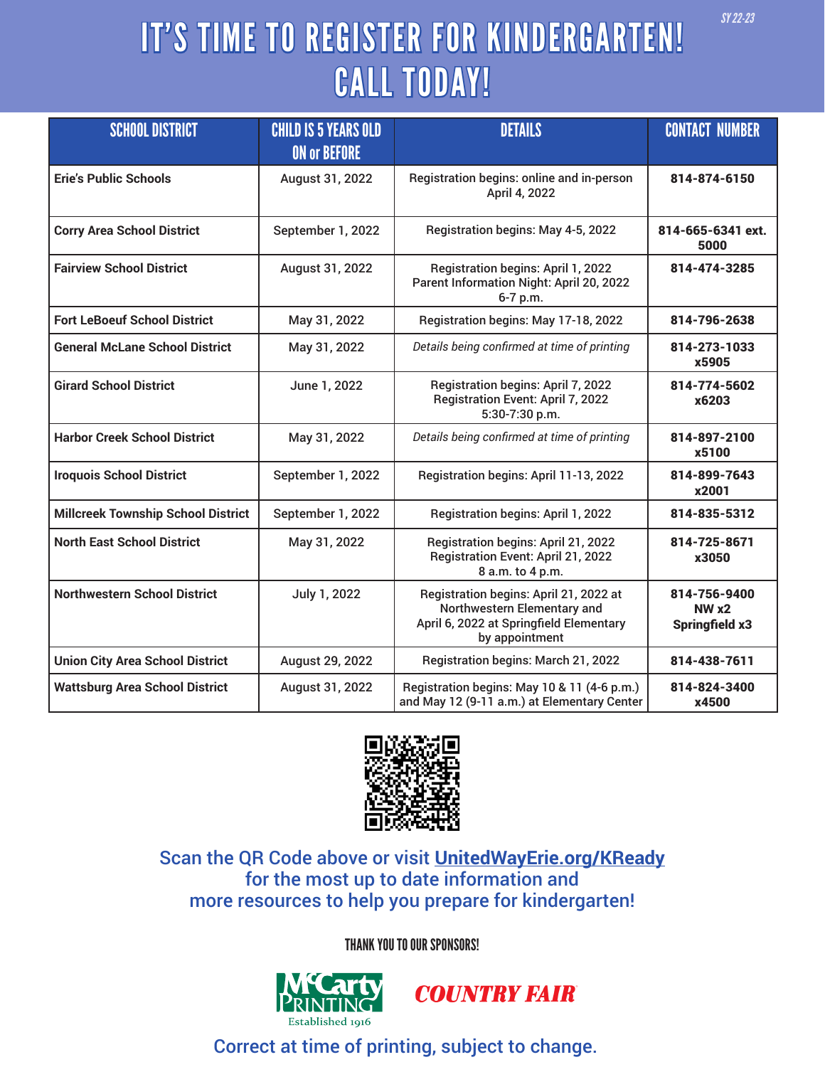SY 22-23

# IT'S TIME TO REGISTER FOR KINDERGARTEN! CALL TODAY!

| SCHOOL DISTRICT | CHILD IS 5 YEARS OLD ON or BEFORE | DETAILS | CONTACT NUMBER |
|---|---|---|---|
| **Erie's Public Schools** | August 31, 2022 | Registration begins: online and in-person April 4, 2022 | **814-874-6150** |
| **Corry Area School District** | September 1, 2022 | Registration begins: May 4-5, 2022 | **814-665-6341 ext. 5000** |
| **Fairview School District** | August 31, 2022 | Registration begins: April 1, 2022 Parent Information Night: April 20, 2022 6-7 p.m. | **814-474-3285** |
| **Fort LeBoeuf School District** | May 31, 2022 | Registration begins: May 17-18, 2022 | **814-796-2638** |
| **General McLane School District** | May 31, 2022 | *Details being confirmed at time of printing* | **814-273-1033 x5905** |
| **Girard School District** | June 1, 2022 | Registration begins: April 7, 2022 Registration Event: April 7, 2022 5:30-7:30 p.m. | **814-774-5602 x6203** |
| **Harbor Creek School District** | May 31, 2022 | *Details being confirmed at time of printing* | **814-897-2100 x5100** |
| **Iroquois School District** | September 1, 2022 | Registration begins: April 11-13, 2022 | **814-899-7643 x2001** |
| **Millcreek Township School District** | September 1, 2022 | Registration begins: April 1, 2022 | **814-835-5312** |
| **North East School District** | May 31, 2022 | Registration begins: April 21, 2022 Registration Event: April 21, 2022 8 a.m. to 4 p.m. | **814-725-8671 x3050** |
| **Northwestern School District** | July 1, 2022 | Registration begins: April 21, 2022 at Northwestern Elementary and April 6, 2022 at Springfield Elementary by appointment | **814-756-9400 NW x2 Springfield x3** |
| **Union City Area School District** | August 29, 2022 | Registration begins: March 21, 2022 | **814-438-7611** |
| **Wattsburg Area School District** | August 31, 2022 | Registration begins: May 10 & 11 (4-6 p.m.) and May 12 (9-11 a.m.) at Elementary Center | **814-824-3400 x4500** |

Scan the QR Code above or visit **UnitedWayErie.org/KReady** for the most up to date information and more resources to help you prepare for kindergarten!

**THANK YOU TO OUR SPONSORS!**

McCarty Printing Established 1916

COUNTRY FAIR

Correct at time of printing, subject to change.